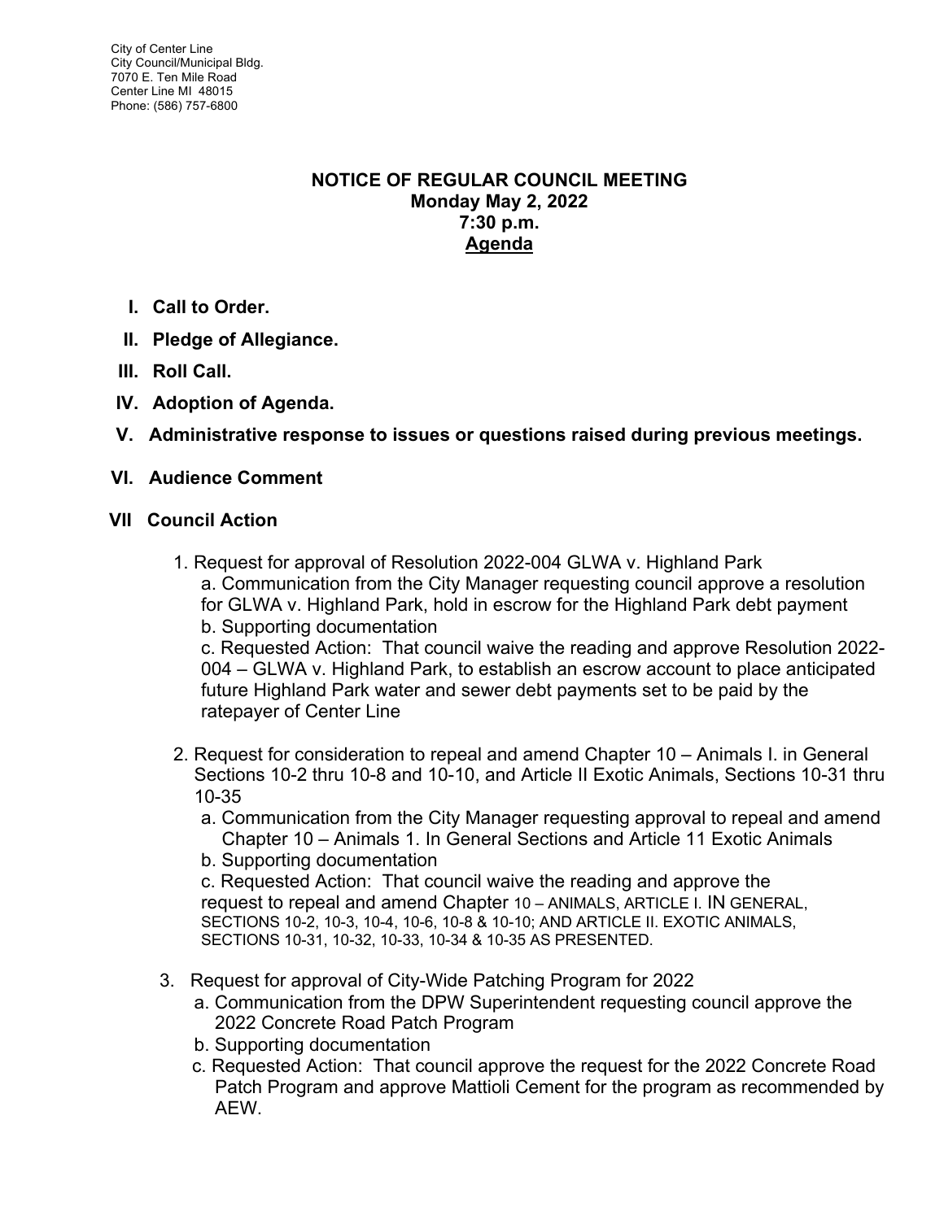City of Center Line
City Council/Municipal Bldg.
7070 E. Ten Mile Road
Center Line MI 48015
Phone: (586) 757-6800

# NOTICE OF REGULAR COUNCIL MEETING
**Monday May 2, 2022**
**7:30 p.m.**
**<u>Agenda</u>**

**I. Call to Order.**

**II. Pledge of Allegiance.**

**III. Roll Call.**

**IV. Adoption of Agenda.**

**V. Administrative response to issues or questions raised during previous meetings.**

**VI. Audience Comment**

**VII Council Action**

1. Request for approval of Resolution 2022-004 GLWA v. Highland Park
   a. Communication from the City Manager requesting council approve a resolution for GLWA v. Highland Park, hold in escrow for the Highland Park debt payment
   b. Supporting documentation
   c. Requested Action: That council waive the reading and approve Resolution 2022-004 – GLWA v. Highland Park, to establish an escrow account to place anticipated future Highland Park water and sewer debt payments set to be paid by the ratepayer of Center Line

2. Request for consideration to repeal and amend Chapter 10 – Animals I. in General Sections 10-2 thru 10-8 and 10-10, and Article II Exotic Animals, Sections 10-31 thru 10-35
   a. Communication from the City Manager requesting approval to repeal and amend Chapter 10 – Animals 1. In General Sections and Article 11 Exotic Animals
   b. Supporting documentation
   c. Requested Action: That council waive the reading and approve the request to repeal and amend Chapter 10 – ANIMALS, ARTICLE I. IN GENERAL, SECTIONS 10-2, 10-3, 10-4, 10-6, 10-8 & 10-10; AND ARTICLE II. EXOTIC ANIMALS, SECTIONS 10-31, 10-32, 10-33, 10-34 & 10-35 AS PRESENTED.

3. Request for approval of City-Wide Patching Program for 2022
   a. Communication from the DPW Superintendent requesting council approve the 2022 Concrete Road Patch Program
   b. Supporting documentation
   c. Requested Action: That council approve the request for the 2022 Concrete Road Patch Program and approve Mattioli Cement for the program as recommended by AEW.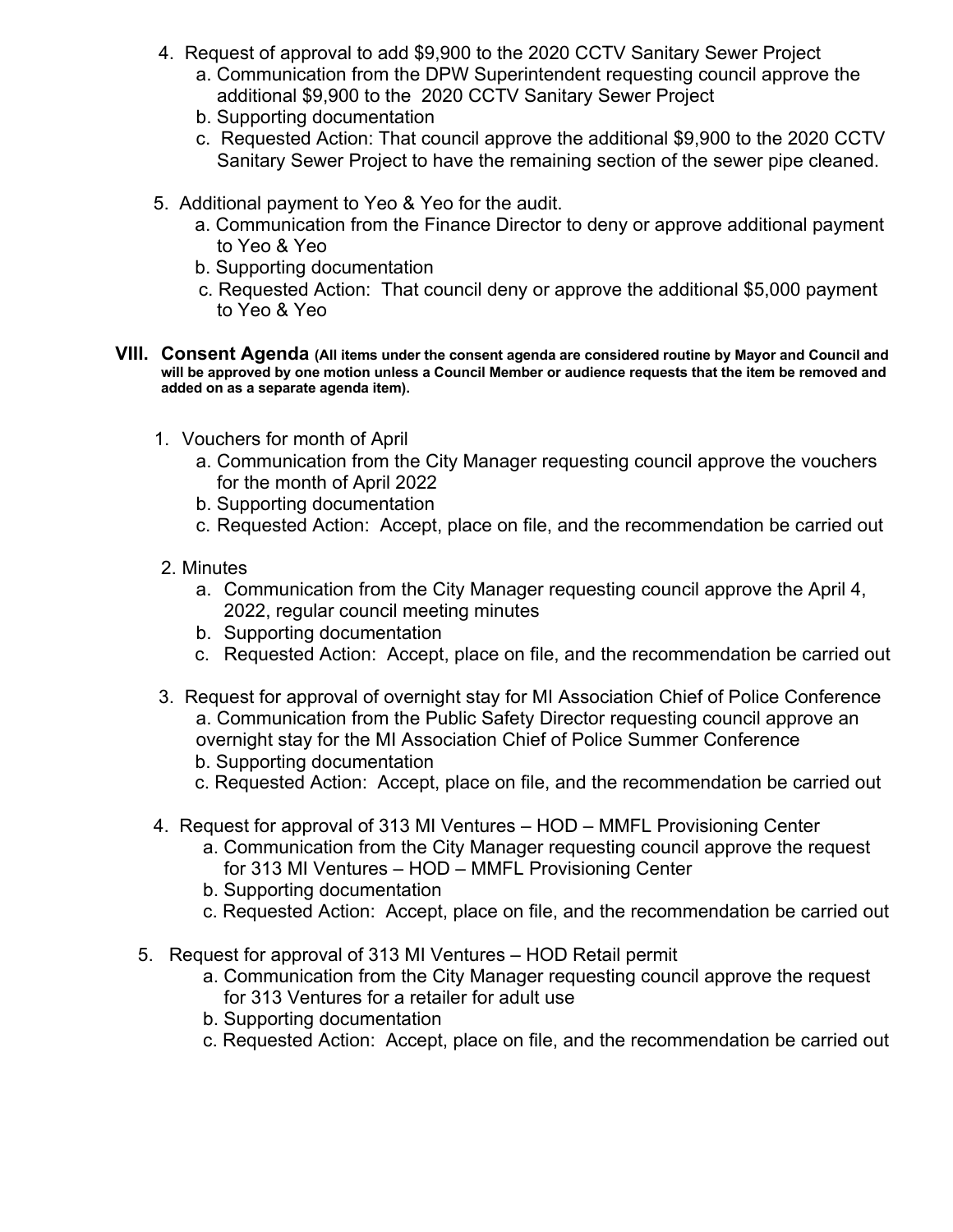4. Request of approval to add $9,900 to the 2020 CCTV Sanitary Sewer Project
    a. Communication from the DPW Superintendent requesting council approve the additional $9,900 to the 2020 CCTV Sanitary Sewer Project
    b. Supporting documentation
    c. Requested Action: That council approve the additional $9,900 to the 2020 CCTV Sanitary Sewer Project to have the remaining section of the sewer pipe cleaned.

5. Additional payment to Yeo & Yeo for the audit.
    a. Communication from the Finance Director to deny or approve additional payment to Yeo & Yeo
    b. Supporting documentation
    c. Requested Action: That council deny or approve the additional $5,000 payment to Yeo & Yeo

## VIII. Consent Agenda **(All items under the consent agenda are considered routine by Mayor and Council and will be approved by one motion unless a Council Member or audience requests that the item be removed and added on as a separate agenda item).**

1. Vouchers for month of April
    a. Communication from the City Manager requesting council approve the vouchers for the month of April 2022
    b. Supporting documentation
    c. Requested Action: Accept, place on file, and the recommendation be carried out

2. Minutes
    a. Communication from the City Manager requesting council approve the April 4, 2022, regular council meeting minutes
    b. Supporting documentation
    c. Requested Action: Accept, place on file, and the recommendation be carried out

3. Request for approval of overnight stay for MI Association Chief of Police Conference
    a. Communication from the Public Safety Director requesting council approve an overnight stay for the MI Association Chief of Police Summer Conference
    b. Supporting documentation
    c. Requested Action: Accept, place on file, and the recommendation be carried out

4. Request for approval of 313 MI Ventures – HOD – MMFL Provisioning Center
    a. Communication from the City Manager requesting council approve the request for 313 MI Ventures – HOD – MMFL Provisioning Center
    b. Supporting documentation
    c. Requested Action: Accept, place on file, and the recommendation be carried out

5. Request for approval of 313 MI Ventures – HOD Retail permit
    a. Communication from the City Manager requesting council approve the request for 313 Ventures for a retailer for adult use
    b. Supporting documentation
    c. Requested Action: Accept, place on file, and the recommendation be carried out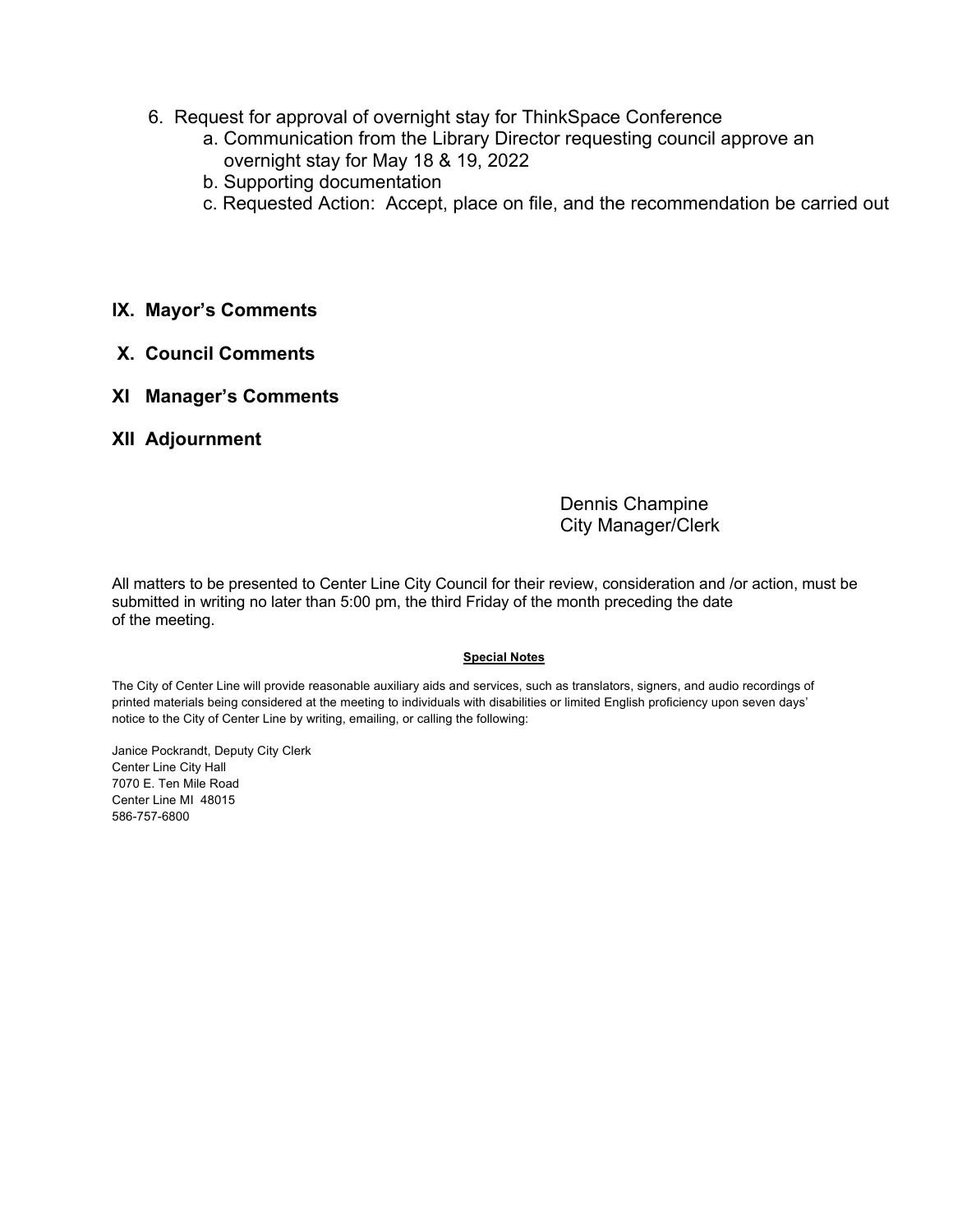6. Request for approval of overnight stay for ThinkSpace Conference
    a. Communication from the Library Director requesting council approve an overnight stay for May 18 & 19, 2022
    b. Supporting documentation
    c. Requested Action: Accept, place on file, and the recommendation be carried out

## IX. Mayor's Comments

## X. Council Comments

## XI Manager's Comments

## XII Adjournment

Dennis Champine
City Manager/Clerk

All matters to be presented to Center Line City Council for their review, consideration and /or action, must be submitted in writing no later than 5:00 pm, the third Friday of the month preceding the date of the meeting.

**Special Notes**

The City of Center Line will provide reasonable auxiliary aids and services, such as translators, signers, and audio recordings of printed materials being considered at the meeting to individuals with disabilities or limited English proficiency upon seven days' notice to the City of Center Line by writing, emailing, or calling the following:

Janice Pockrandt, Deputy City Clerk
Center Line City Hall
7070 E. Ten Mile Road
Center Line MI 48015
586-757-6800